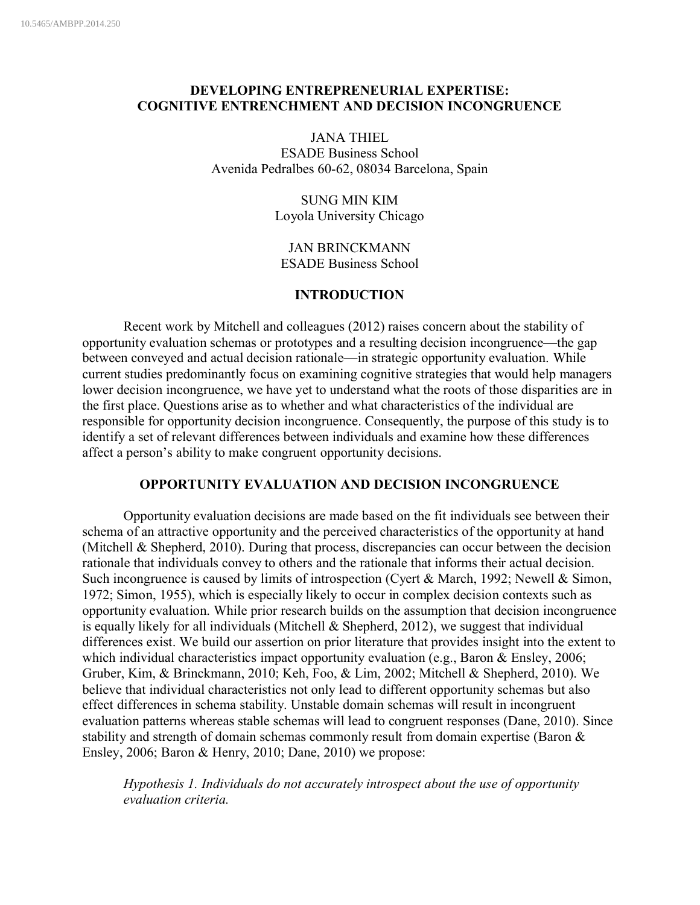# DEVELOPING ENTREPRENEURIAL EXPERTISE: COGNITIVE ENTRENCHMENT AND DECISION INCONGRUENCE

JANA THIEL
ESADE Business School
Avenida Pedralbes 60-62, 08034 Barcelona, Spain

SUNG MIN KIM
Loyola University Chicago

JAN BRINCKMANN
ESADE Business School

## INTRODUCTION

Recent work by Mitchell and colleagues (2012) raises concern about the stability of opportunity evaluation schemas or prototypes and a resulting decision incongruence—the gap between conveyed and actual decision rationale—in strategic opportunity evaluation. While current studies predominantly focus on examining cognitive strategies that would help managers lower decision incongruence, we have yet to understand what the roots of those disparities are in the first place. Questions arise as to whether and what characteristics of the individual are responsible for opportunity decision incongruence. Consequently, the purpose of this study is to identify a set of relevant differences between individuals and examine how these differences affect a person's ability to make congruent opportunity decisions.

## OPPORTUNITY EVALUATION AND DECISION INCONGRUENCE

Opportunity evaluation decisions are made based on the fit individuals see between their schema of an attractive opportunity and the perceived characteristics of the opportunity at hand (Mitchell & Shepherd, 2010). During that process, discrepancies can occur between the decision rationale that individuals convey to others and the rationale that informs their actual decision. Such incongruence is caused by limits of introspection (Cyert & March, 1992; Newell & Simon, 1972; Simon, 1955), which is especially likely to occur in complex decision contexts such as opportunity evaluation. While prior research builds on the assumption that decision incongruence is equally likely for all individuals (Mitchell & Shepherd, 2012), we suggest that individual differences exist. We build our assertion on prior literature that provides insight into the extent to which individual characteristics impact opportunity evaluation (e.g., Baron & Ensley, 2006; Gruber, Kim, & Brinckmann, 2010; Keh, Foo, & Lim, 2002; Mitchell & Shepherd, 2010). We believe that individual characteristics not only lead to different opportunity schemas but also effect differences in schema stability. Unstable domain schemas will result in incongruent evaluation patterns whereas stable schemas will lead to congruent responses (Dane, 2010). Since stability and strength of domain schemas commonly result from domain expertise (Baron & Ensley, 2006; Baron & Henry, 2010; Dane, 2010) we propose:

*Hypothesis 1. Individuals do not accurately introspect about the use of opportunity evaluation criteria.*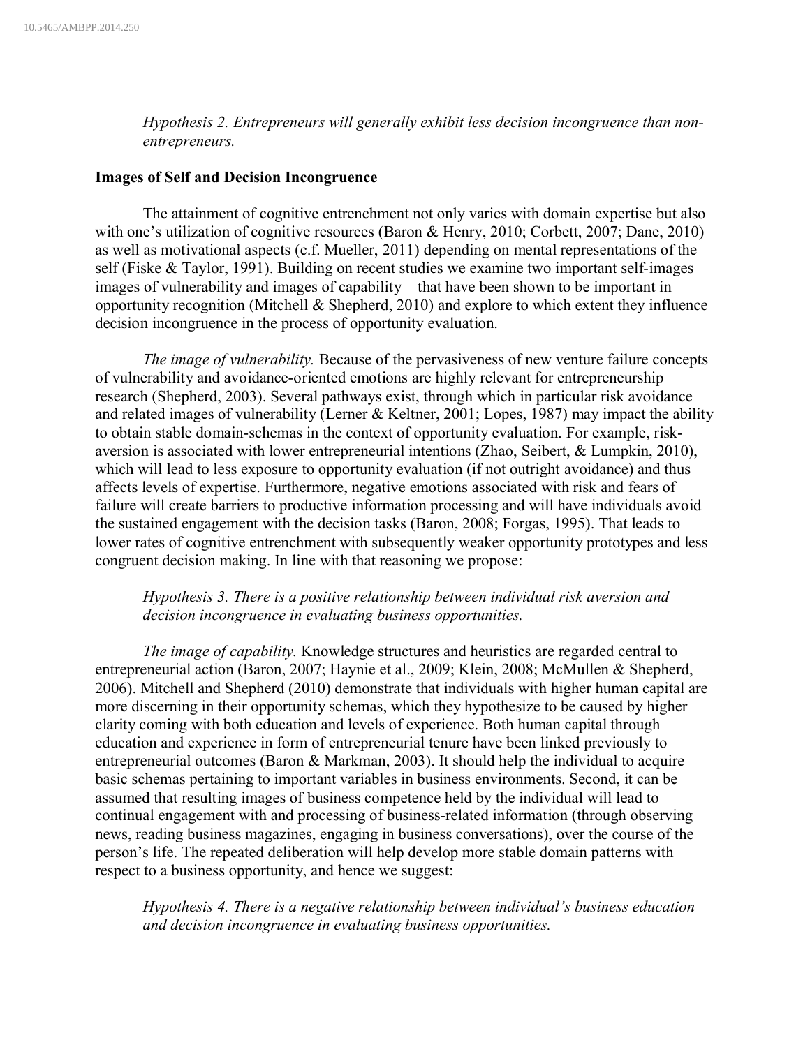*Hypothesis 2. Entrepreneurs will generally exhibit less decision incongruence than non-entrepreneurs.*

**Images of Self and Decision Incongruence**

The attainment of cognitive entrenchment not only varies with domain expertise but also with one's utilization of cognitive resources (Baron & Henry, 2010; Corbett, 2007; Dane, 2010) as well as motivational aspects (c.f. Mueller, 2011) depending on mental representations of the self (Fiske & Taylor, 1991). Building on recent studies we examine two important self-images—images of vulnerability and images of capability—that have been shown to be important in opportunity recognition (Mitchell & Shepherd, 2010) and explore to which extent they influence decision incongruence in the process of opportunity evaluation.

*The image of vulnerability.* Because of the pervasiveness of new venture failure concepts of vulnerability and avoidance-oriented emotions are highly relevant for entrepreneurship research (Shepherd, 2003). Several pathways exist, through which in particular risk avoidance and related images of vulnerability (Lerner & Keltner, 2001; Lopes, 1987) may impact the ability to obtain stable domain-schemas in the context of opportunity evaluation. For example, risk-aversion is associated with lower entrepreneurial intentions (Zhao, Seibert, & Lumpkin, 2010), which will lead to less exposure to opportunity evaluation (if not outright avoidance) and thus affects levels of expertise. Furthermore, negative emotions associated with risk and fears of failure will create barriers to productive information processing and will have individuals avoid the sustained engagement with the decision tasks (Baron, 2008; Forgas, 1995). That leads to lower rates of cognitive entrenchment with subsequently weaker opportunity prototypes and less congruent decision making. In line with that reasoning we propose:

*Hypothesis 3. There is a positive relationship between individual risk aversion and decision incongruence in evaluating business opportunities.*

*The image of capability.* Knowledge structures and heuristics are regarded central to entrepreneurial action (Baron, 2007; Haynie et al., 2009; Klein, 2008; McMullen & Shepherd, 2006). Mitchell and Shepherd (2010) demonstrate that individuals with higher human capital are more discerning in their opportunity schemas, which they hypothesize to be caused by higher clarity coming with both education and levels of experience. Both human capital through education and experience in form of entrepreneurial tenure have been linked previously to entrepreneurial outcomes (Baron & Markman, 2003). It should help the individual to acquire basic schemas pertaining to important variables in business environments. Second, it can be assumed that resulting images of business competence held by the individual will lead to continual engagement with and processing of business-related information (through observing news, reading business magazines, engaging in business conversations), over the course of the person's life. The repeated deliberation will help develop more stable domain patterns with respect to a business opportunity, and hence we suggest:

*Hypothesis 4. There is a negative relationship between individual's business education and decision incongruence in evaluating business opportunities.*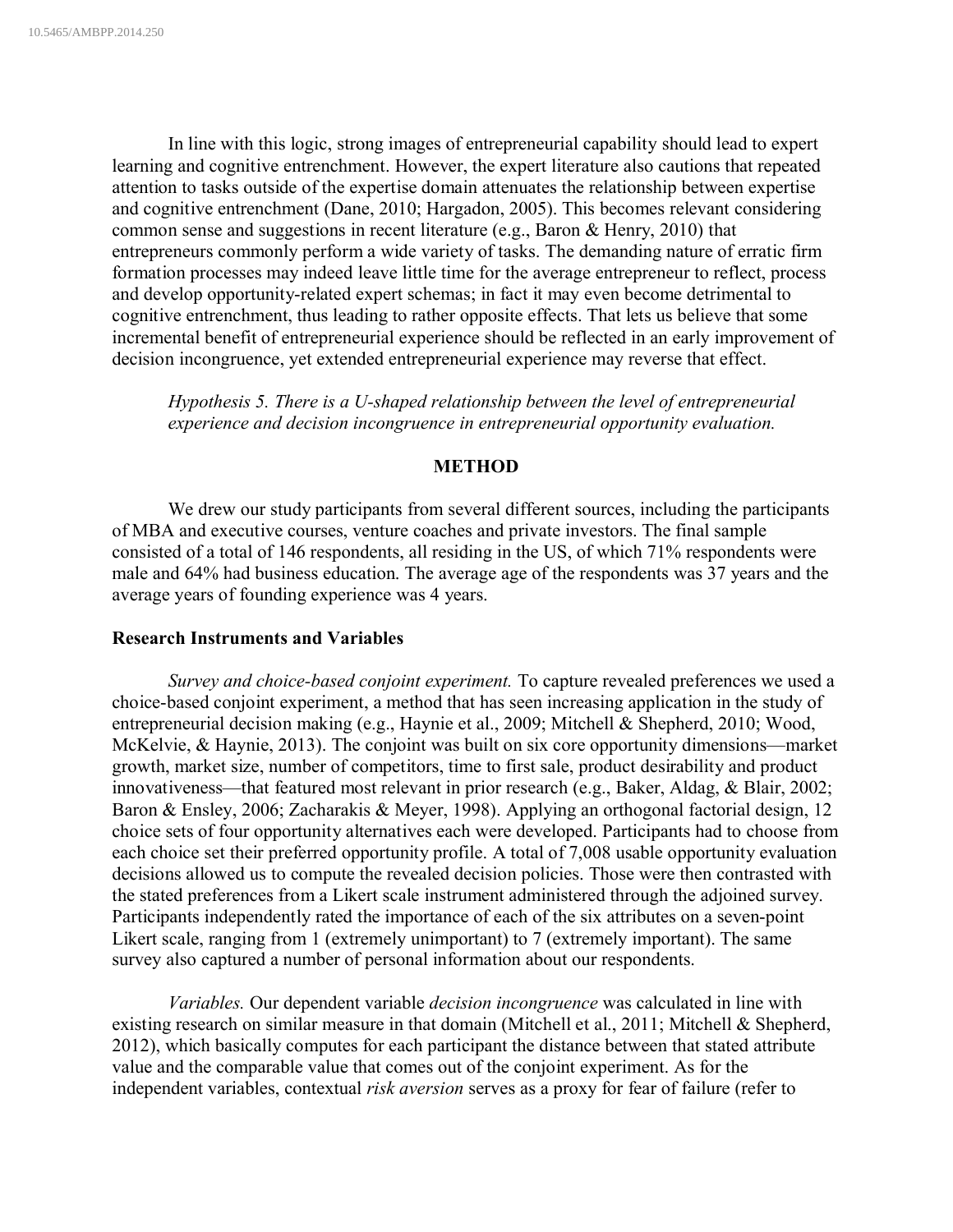In line with this logic, strong images of entrepreneurial capability should lead to expert learning and cognitive entrenchment. However, the expert literature also cautions that repeated attention to tasks outside of the expertise domain attenuates the relationship between expertise and cognitive entrenchment (Dane, 2010; Hargadon, 2005). This becomes relevant considering common sense and suggestions in recent literature (e.g., Baron & Henry, 2010) that entrepreneurs commonly perform a wide variety of tasks. The demanding nature of erratic firm formation processes may indeed leave little time for the average entrepreneur to reflect, process and develop opportunity-related expert schemas; in fact it may even become detrimental to cognitive entrenchment, thus leading to rather opposite effects. That lets us believe that some incremental benefit of entrepreneurial experience should be reflected in an early improvement of decision incongruence, yet extended entrepreneurial experience may reverse that effect.

*Hypothesis 5. There is a U-shaped relationship between the level of entrepreneurial experience and decision incongruence in entrepreneurial opportunity evaluation.*

## METHOD

We drew our study participants from several different sources, including the participants of MBA and executive courses, venture coaches and private investors. The final sample consisted of a total of 146 respondents, all residing in the US, of which 71% respondents were male and 64% had business education. The average age of the respondents was 37 years and the average years of founding experience was 4 years.

### Research Instruments and Variables

*Survey and choice-based conjoint experiment.* To capture revealed preferences we used a choice-based conjoint experiment, a method that has seen increasing application in the study of entrepreneurial decision making (e.g., Haynie et al., 2009; Mitchell & Shepherd, 2010; Wood, McKelvie, & Haynie, 2013). The conjoint was built on six core opportunity dimensions—market growth, market size, number of competitors, time to first sale, product desirability and product innovativeness—that featured most relevant in prior research (e.g., Baker, Aldag, & Blair, 2002; Baron & Ensley, 2006; Zacharakis & Meyer, 1998). Applying an orthogonal factorial design, 12 choice sets of four opportunity alternatives each were developed. Participants had to choose from each choice set their preferred opportunity profile. A total of 7,008 usable opportunity evaluation decisions allowed us to compute the revealed decision policies. Those were then contrasted with the stated preferences from a Likert scale instrument administered through the adjoined survey. Participants independently rated the importance of each of the six attributes on a seven-point Likert scale, ranging from 1 (extremely unimportant) to 7 (extremely important). The same survey also captured a number of personal information about our respondents.

*Variables.* Our dependent variable *decision incongruence* was calculated in line with existing research on similar measure in that domain (Mitchell et al., 2011; Mitchell & Shepherd, 2012), which basically computes for each participant the distance between that stated attribute value and the comparable value that comes out of the conjoint experiment. As for the independent variables, contextual *risk aversion* serves as a proxy for fear of failure (refer to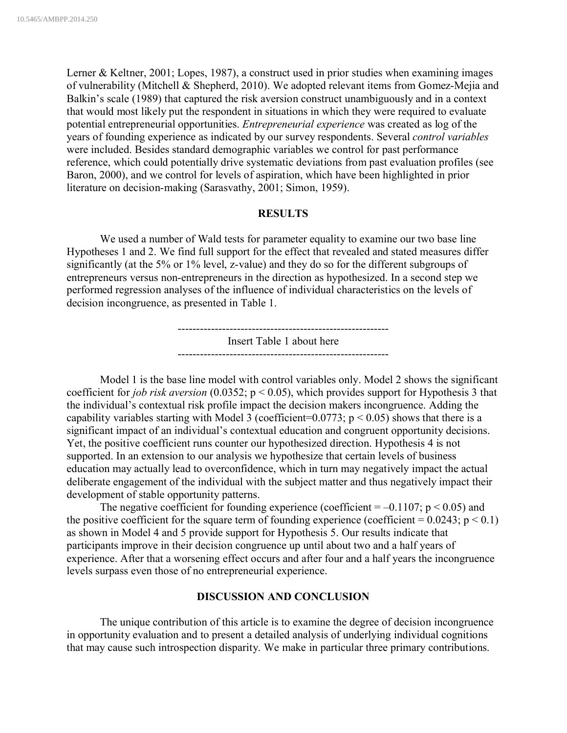Lerner & Keltner, 2001; Lopes, 1987), a construct used in prior studies when examining images of vulnerability (Mitchell & Shepherd, 2010). We adopted relevant items from Gomez-Mejia and Balkin's scale (1989) that captured the risk aversion construct unambiguously and in a context that would most likely put the respondent in situations in which they were required to evaluate potential entrepreneurial opportunities. *Entrepreneurial experience* was created as log of the years of founding experience as indicated by our survey respondents. Several *control variables* were included. Besides standard demographic variables we control for past performance reference, which could potentially drive systematic deviations from past evaluation profiles (see Baron, 2000), and we control for levels of aspiration, which have been highlighted in prior literature on decision-making (Sarasvathy, 2001; Simon, 1959).

## RESULTS

We used a number of Wald tests for parameter equality to examine our two base line Hypotheses 1 and 2. We find full support for the effect that revealed and stated measures differ significantly (at the 5% or 1% level, z-value) and they do so for the different subgroups of entrepreneurs versus non-entrepreneurs in the direction as hypothesized. In a second step we performed regression analyses of the influence of individual characteristics on the levels of decision incongruence, as presented in Table 1.

---------------------------------------------------------

Insert Table 1 about here

---------------------------------------------------------

Model 1 is the base line model with control variables only. Model 2 shows the significant coefficient for *job risk aversion* (0.0352; $p < 0.05$), which provides support for Hypothesis 3 that the individual's contextual risk profile impact the decision makers incongruence. Adding the capability variables starting with Model 3 (coefficient=0.0773; $p < 0.05$) shows that there is a significant impact of an individual's contextual education and congruent opportunity decisions. Yet, the positive coefficient runs counter our hypothesized direction. Hypothesis 4 is not supported. In an extension to our analysis we hypothesize that certain levels of business education may actually lead to overconfidence, which in turn may negatively impact the actual deliberate engagement of the individual with the subject matter and thus negatively impact their development of stable opportunity patterns.

The negative coefficient for founding experience (coefficient = –0.1107; $p < 0.05$) and the positive coefficient for the square term of founding experience (coefficient = 0.0243; $p < 0.1$) as shown in Model 4 and 5 provide support for Hypothesis 5. Our results indicate that participants improve in their decision congruence up until about two and a half years of experience. After that a worsening effect occurs and after four and a half years the incongruence levels surpass even those of no entrepreneurial experience.

## DISCUSSION AND CONCLUSION

The unique contribution of this article is to examine the degree of decision incongruence in opportunity evaluation and to present a detailed analysis of underlying individual cognitions that may cause such introspection disparity. We make in particular three primary contributions.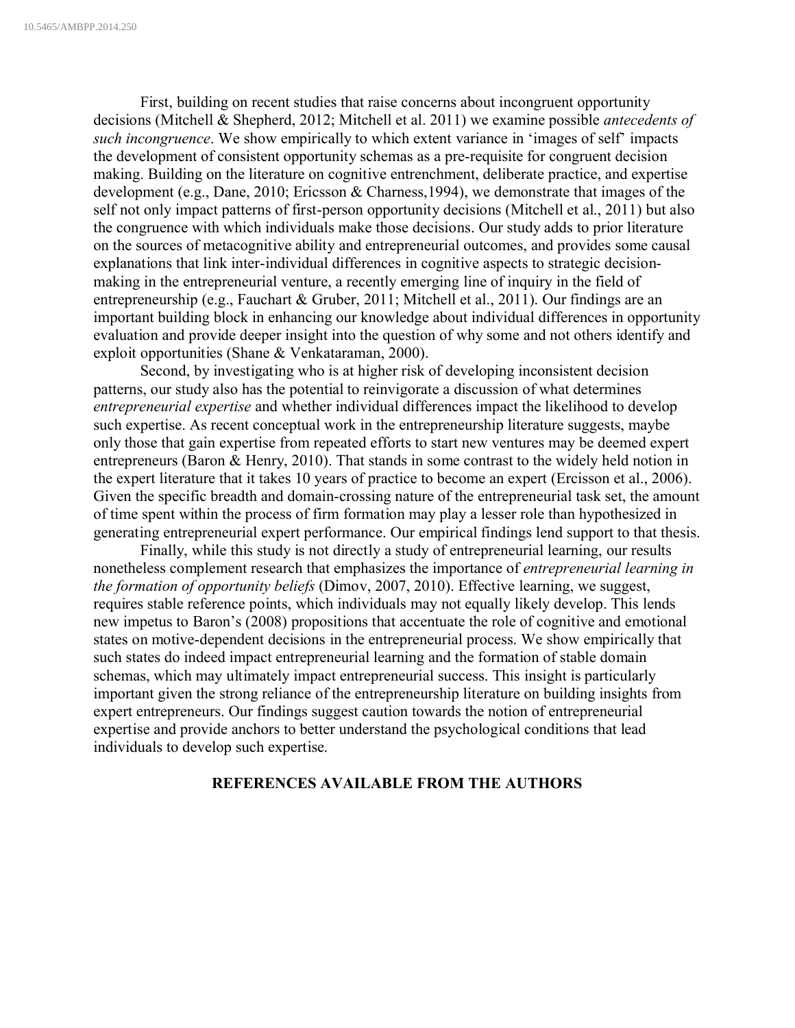First, building on recent studies that raise concerns about incongruent opportunity decisions (Mitchell & Shepherd, 2012; Mitchell et al. 2011) we examine possible *antecedents of such incongruence*. We show empirically to which extent variance in 'images of self' impacts the development of consistent opportunity schemas as a pre-requisite for congruent decision making. Building on the literature on cognitive entrenchment, deliberate practice, and expertise development (e.g., Dane, 2010; Ericsson & Charness,1994), we demonstrate that images of the self not only impact patterns of first-person opportunity decisions (Mitchell et al., 2011) but also the congruence with which individuals make those decisions. Our study adds to prior literature on the sources of metacognitive ability and entrepreneurial outcomes, and provides some causal explanations that link inter-individual differences in cognitive aspects to strategic decision-making in the entrepreneurial venture, a recently emerging line of inquiry in the field of entrepreneurship (e.g., Fauchart & Gruber, 2011; Mitchell et al., 2011). Our findings are an important building block in enhancing our knowledge about individual differences in opportunity evaluation and provide deeper insight into the question of why some and not others identify and exploit opportunities (Shane & Venkataraman, 2000).

Second, by investigating who is at higher risk of developing inconsistent decision patterns, our study also has the potential to reinvigorate a discussion of what determines *entrepreneurial expertise* and whether individual differences impact the likelihood to develop such expertise. As recent conceptual work in the entrepreneurship literature suggests, maybe only those that gain expertise from repeated efforts to start new ventures may be deemed expert entrepreneurs (Baron & Henry, 2010). That stands in some contrast to the widely held notion in the expert literature that it takes 10 years of practice to become an expert (Ercisson et al., 2006). Given the specific breadth and domain-crossing nature of the entrepreneurial task set, the amount of time spent within the process of firm formation may play a lesser role than hypothesized in generating entrepreneurial expert performance. Our empirical findings lend support to that thesis.

Finally, while this study is not directly a study of entrepreneurial learning, our results nonetheless complement research that emphasizes the importance of *entrepreneurial learning in the formation of opportunity beliefs* (Dimov, 2007, 2010). Effective learning, we suggest, requires stable reference points, which individuals may not equally likely develop. This lends new impetus to Baron's (2008) propositions that accentuate the role of cognitive and emotional states on motive-dependent decisions in the entrepreneurial process. We show empirically that such states do indeed impact entrepreneurial learning and the formation of stable domain schemas, which may ultimately impact entrepreneurial success. This insight is particularly important given the strong reliance of the entrepreneurship literature on building insights from expert entrepreneurs. Our findings suggest caution towards the notion of entrepreneurial expertise and provide anchors to better understand the psychological conditions that lead individuals to develop such expertise.

**REFERENCES AVAILABLE FROM THE AUTHORS**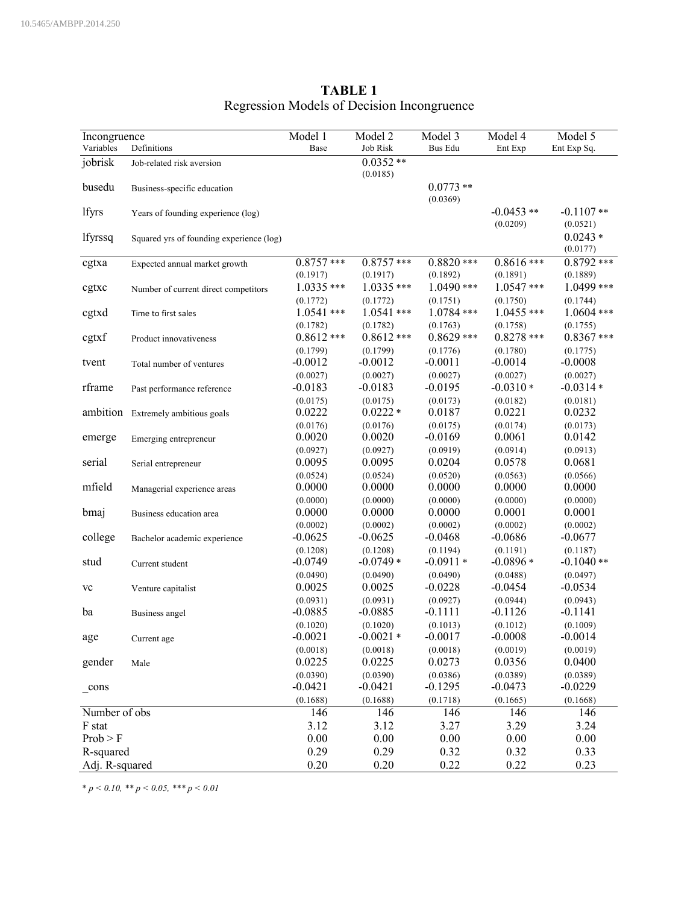**TABLE 1**
Regression Models of Decision Incongruence

| Incongruence Variables | Definitions | Model 1 Base | Model 2 Job Risk | Model 3 Bus Edu | Model 4 Ent Exp | Model 5 Ent Exp Sq. |
|---|---|---|---|---|---|---|
| jobrisk | Job-related risk aversion | | 0.0352 ** | | | |
| | | | (0.0185) | | | |
| busedu | Business-specific education | | | 0.0773 ** | | |
| | | | | (0.0369) | | |
| lfyrs | Years of founding experience (log) | | | | -0.0453 ** | -0.1107 ** |
| | | | | | (0.0209) | (0.0521) |
| lfyrssq | Squared yrs of founding experience (log) | | | | | 0.0243 * |
| | | | | | | (0.0177) |
| cgtxa | Expected annual market growth | 0.8757 *** | 0.8757 *** | 0.8820 *** | 0.8616 *** | 0.8792 *** |
| | | (0.1917) | (0.1917) | (0.1892) | (0.1891) | (0.1889) |
| cgtxc | Number of current direct competitors | 1.0335 *** | 1.0335 *** | 1.0490 *** | 1.0547 *** | 1.0499 *** |
| | | (0.1772) | (0.1772) | (0.1751) | (0.1750) | (0.1744) |
| cgtxd | Time to first sales | 1.0541 *** | 1.0541 *** | 1.0784 *** | 1.0455 *** | 1.0604 *** |
| | | (0.1782) | (0.1782) | (0.1763) | (0.1758) | (0.1755) |
| cgtxf | Product innovativeness | 0.8612 *** | 0.8612 *** | 0.8629 *** | 0.8278 *** | 0.8367 *** |
| | | (0.1799) | (0.1799) | (0.1776) | (0.1780) | (0.1775) |
| tvent | Total number of ventures | -0.0012 | -0.0012 | -0.0011 | -0.0014 | -0.0008 |
| | | (0.0027) | (0.0027) | (0.0027) | (0.0027) | (0.0027) |
| rframe | Past performance reference | -0.0183 | -0.0183 | -0.0195 | -0.0310 * | -0.0314 * |
| | | (0.0175) | (0.0175) | (0.0173) | (0.0182) | (0.0181) |
| ambition | Extremely ambitious goals | 0.0222 | 0.0222 * | 0.0187 | 0.0221 | 0.0232 |
| | | (0.0176) | (0.0176) | (0.0175) | (0.0174) | (0.0173) |
| emerge | Emerging entrepreneur | 0.0020 | 0.0020 | -0.0169 | 0.0061 | 0.0142 |
| | | (0.0927) | (0.0927) | (0.0919) | (0.0914) | (0.0913) |
| serial | Serial entrepreneur | 0.0095 | 0.0095 | 0.0204 | 0.0578 | 0.0681 |
| | | (0.0524) | (0.0524) | (0.0520) | (0.0563) | (0.0566) |
| mfield | Managerial experience areas | 0.0000 | 0.0000 | 0.0000 | 0.0000 | 0.0000 |
| | | (0.0000) | (0.0000) | (0.0000) | (0.0000) | (0.0000) |
| bmaj | Business education area | 0.0000 | 0.0000 | 0.0000 | 0.0001 | 0.0001 |
| | | (0.0002) | (0.0002) | (0.0002) | (0.0002) | (0.0002) |
| college | Bachelor academic experience | -0.0625 | -0.0625 | -0.0468 | -0.0686 | -0.0677 |
| | | (0.1208) | (0.1208) | (0.1194) | (0.1191) | (0.1187) |
| stud | Current student | -0.0749 | -0.0749 * | -0.0911 * | -0.0896 * | -0.1040 ** |
| | | (0.0490) | (0.0490) | (0.0490) | (0.0488) | (0.0497) |
| vc | Venture capitalist | 0.0025 | 0.0025 | -0.0228 | -0.0454 | -0.0534 |
| | | (0.0931) | (0.0931) | (0.0927) | (0.0944) | (0.0943) |
| ba | Business angel | -0.0885 | -0.0885 | -0.1111 | -0.1126 | -0.1141 |
| | | (0.1020) | (0.1020) | (0.1013) | (0.1012) | (0.1009) |
| age | Current age | -0.0021 | -0.0021 * | -0.0017 | -0.0008 | -0.0014 |
| | | (0.0018) | (0.0018) | (0.0018) | (0.0019) | (0.0019) |
| gender | Male | 0.0225 | 0.0225 | 0.0273 | 0.0356 | 0.0400 |
| | | (0.0390) | (0.0390) | (0.0386) | (0.0389) | (0.0389) |
| _cons | | -0.0421 | -0.0421 | -0.1295 | -0.0473 | -0.0229 |
| | | (0.1688) | (0.1688) | (0.1718) | (0.1665) | (0.1668) |
| Number of obs | | 146 | 146 | 146 | 146 | 146 |
| F stat | | 3.12 | 3.12 | 3.27 | 3.29 | 3.24 |
| Prob > F | | 0.00 | 0.00 | 0.00 | 0.00 | 0.00 |
| R-squared | | 0.29 | 0.29 | 0.32 | 0.32 | 0.33 |
| Adj. R-squared | | 0.20 | 0.20 | 0.22 | 0.22 | 0.23 |

* $p < 0.10$, ** $p < 0.05$, *** $p < 0.01$